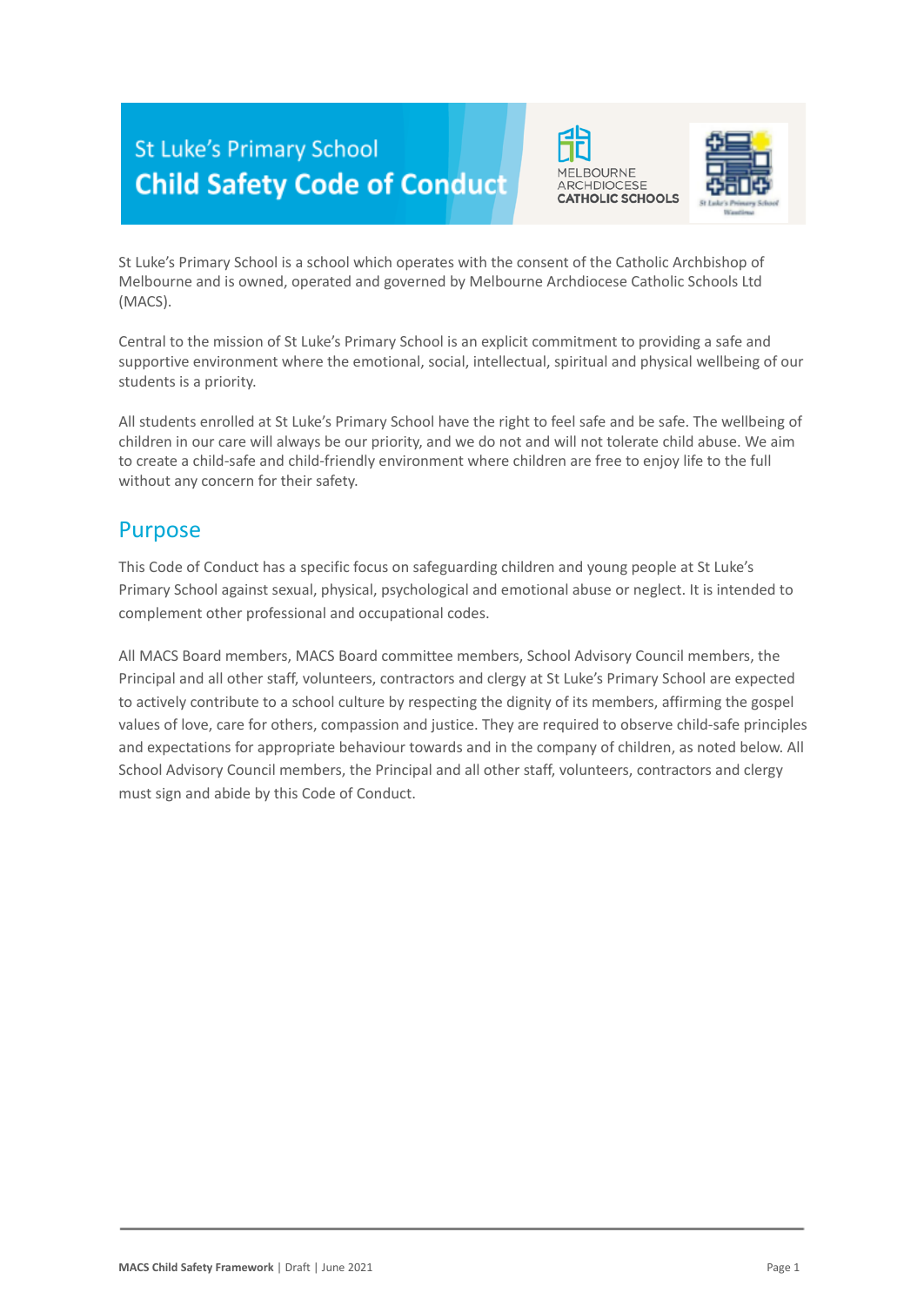# St Luke's Primary School
# Child Safety Code of Conduct

St Luke's Primary School is a school which operates with the consent of the Catholic Archbishop of Melbourne and is owned, operated and governed by Melbourne Archdiocese Catholic Schools Ltd (MACS).

Central to the mission of St Luke's Primary School is an explicit commitment to providing a safe and supportive environment where the emotional, social, intellectual, spiritual and physical wellbeing of our students is a priority.

All students enrolled at St Luke's Primary School have the right to feel safe and be safe. The wellbeing of children in our care will always be our priority, and we do not and will not tolerate child abuse. We aim to create a child-safe and child-friendly environment where children are free to enjoy life to the full without any concern for their safety.

## Purpose

This Code of Conduct has a specific focus on safeguarding children and young people at St Luke's Primary School against sexual, physical, psychological and emotional abuse or neglect. It is intended to complement other professional and occupational codes.

All MACS Board members, MACS Board committee members, School Advisory Council members, the Principal and all other staff, volunteers, contractors and clergy at St Luke's Primary School are expected to actively contribute to a school culture by respecting the dignity of its members, affirming the gospel values of love, care for others, compassion and justice. They are required to observe child-safe principles and expectations for appropriate behaviour towards and in the company of children, as noted below. All School Advisory Council members, the Principal and all other staff, volunteers, contractors and clergy must sign and abide by this Code of Conduct.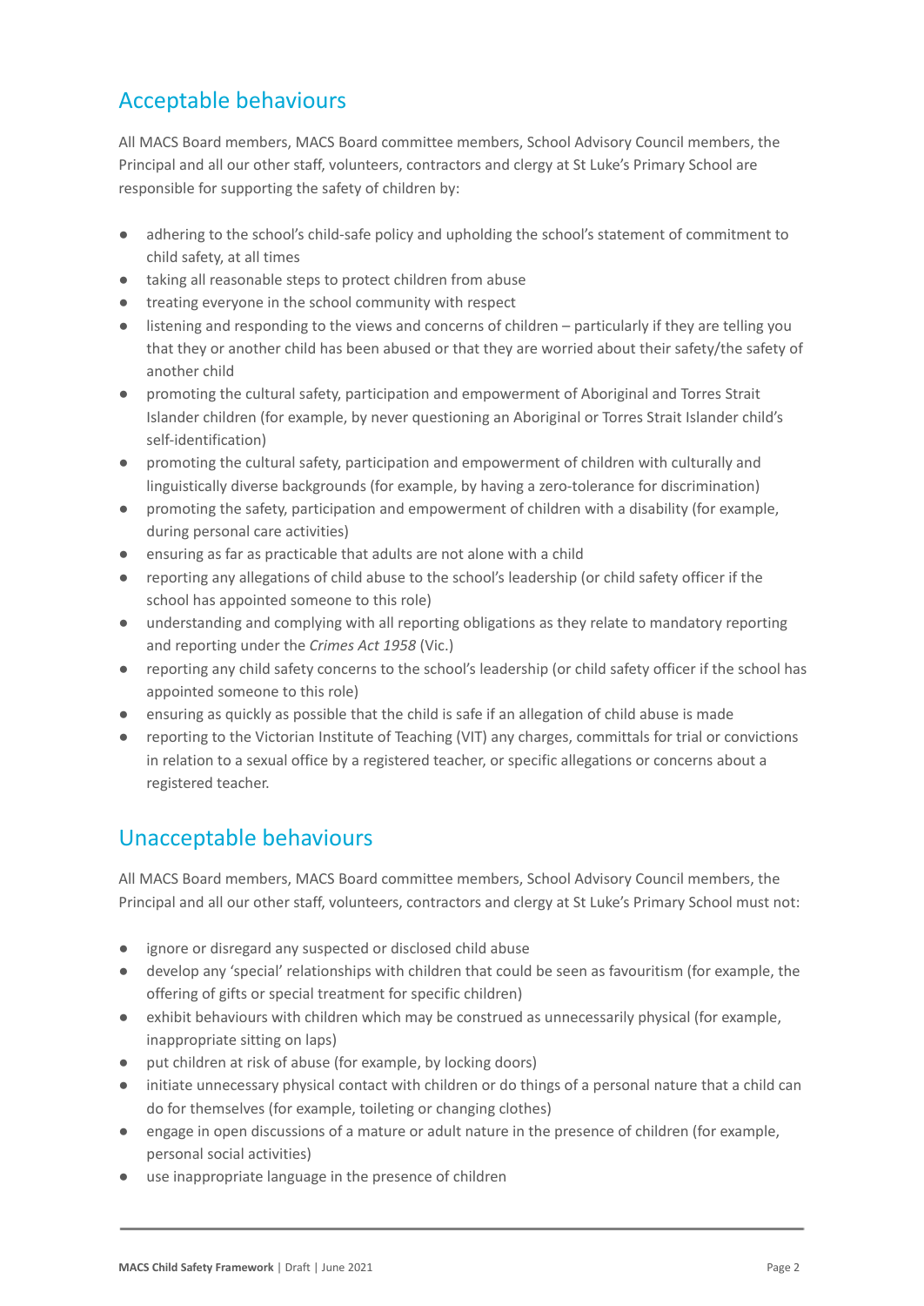## Acceptable behaviours

All MACS Board members, MACS Board committee members, School Advisory Council members, the Principal and all our other staff, volunteers, contractors and clergy at St Luke's Primary School are responsible for supporting the safety of children by:

- adhering to the school's child-safe policy and upholding the school's statement of commitment to child safety, at all times
- taking all reasonable steps to protect children from abuse
- treating everyone in the school community with respect
- listening and responding to the views and concerns of children – particularly if they are telling you that they or another child has been abused or that they are worried about their safety/the safety of another child
- promoting the cultural safety, participation and empowerment of Aboriginal and Torres Strait Islander children (for example, by never questioning an Aboriginal or Torres Strait Islander child's self-identification)
- promoting the cultural safety, participation and empowerment of children with culturally and linguistically diverse backgrounds (for example, by having a zero-tolerance for discrimination)
- promoting the safety, participation and empowerment of children with a disability (for example, during personal care activities)
- ensuring as far as practicable that adults are not alone with a child
- reporting any allegations of child abuse to the school's leadership (or child safety officer if the school has appointed someone to this role)
- understanding and complying with all reporting obligations as they relate to mandatory reporting and reporting under the *Crimes Act 1958* (Vic.)
- reporting any child safety concerns to the school's leadership (or child safety officer if the school has appointed someone to this role)
- ensuring as quickly as possible that the child is safe if an allegation of child abuse is made
- reporting to the Victorian Institute of Teaching (VIT) any charges, committals for trial or convictions in relation to a sexual office by a registered teacher, or specific allegations or concerns about a registered teacher.

## Unacceptable behaviours

All MACS Board members, MACS Board committee members, School Advisory Council members, the Principal and all our other staff, volunteers, contractors and clergy at St Luke's Primary School must not:

- ignore or disregard any suspected or disclosed child abuse
- develop any 'special' relationships with children that could be seen as favouritism (for example, the offering of gifts or special treatment for specific children)
- exhibit behaviours with children which may be construed as unnecessarily physical (for example, inappropriate sitting on laps)
- put children at risk of abuse (for example, by locking doors)
- initiate unnecessary physical contact with children or do things of a personal nature that a child can do for themselves (for example, toileting or changing clothes)
- engage in open discussions of a mature or adult nature in the presence of children (for example, personal social activities)
- use inappropriate language in the presence of children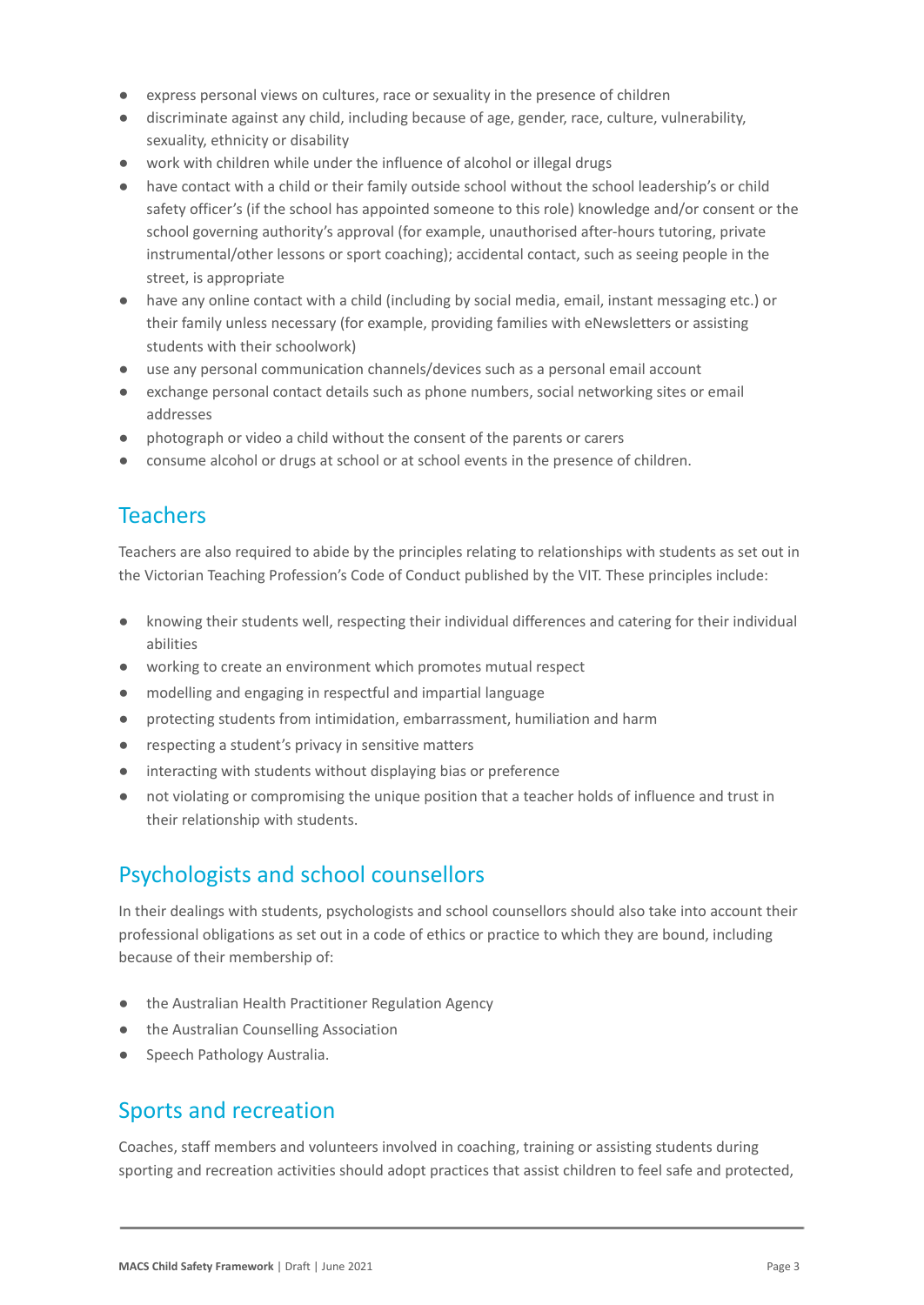- express personal views on cultures, race or sexuality in the presence of children
- discriminate against any child, including because of age, gender, race, culture, vulnerability, sexuality, ethnicity or disability
- work with children while under the influence of alcohol or illegal drugs
- have contact with a child or their family outside school without the school leadership's or child safety officer's (if the school has appointed someone to this role) knowledge and/or consent or the school governing authority's approval (for example, unauthorised after-hours tutoring, private instrumental/other lessons or sport coaching); accidental contact, such as seeing people in the street, is appropriate
- have any online contact with a child (including by social media, email, instant messaging etc.) or their family unless necessary (for example, providing families with eNewsletters or assisting students with their schoolwork)
- use any personal communication channels/devices such as a personal email account
- exchange personal contact details such as phone numbers, social networking sites or email addresses
- photograph or video a child without the consent of the parents or carers
- consume alcohol or drugs at school or at school events in the presence of children.

## Teachers

Teachers are also required to abide by the principles relating to relationships with students as set out in the Victorian Teaching Profession's Code of Conduct published by the VIT. These principles include:

- knowing their students well, respecting their individual differences and catering for their individual abilities
- working to create an environment which promotes mutual respect
- modelling and engaging in respectful and impartial language
- protecting students from intimidation, embarrassment, humiliation and harm
- respecting a student's privacy in sensitive matters
- interacting with students without displaying bias or preference
- not violating or compromising the unique position that a teacher holds of influence and trust in their relationship with students.

## Psychologists and school counsellors

In their dealings with students, psychologists and school counsellors should also take into account their professional obligations as set out in a code of ethics or practice to which they are bound, including because of their membership of:

- the Australian Health Practitioner Regulation Agency
- the Australian Counselling Association
- Speech Pathology Australia.

## Sports and recreation

Coaches, staff members and volunteers involved in coaching, training or assisting students during sporting and recreation activities should adopt practices that assist children to feel safe and protected,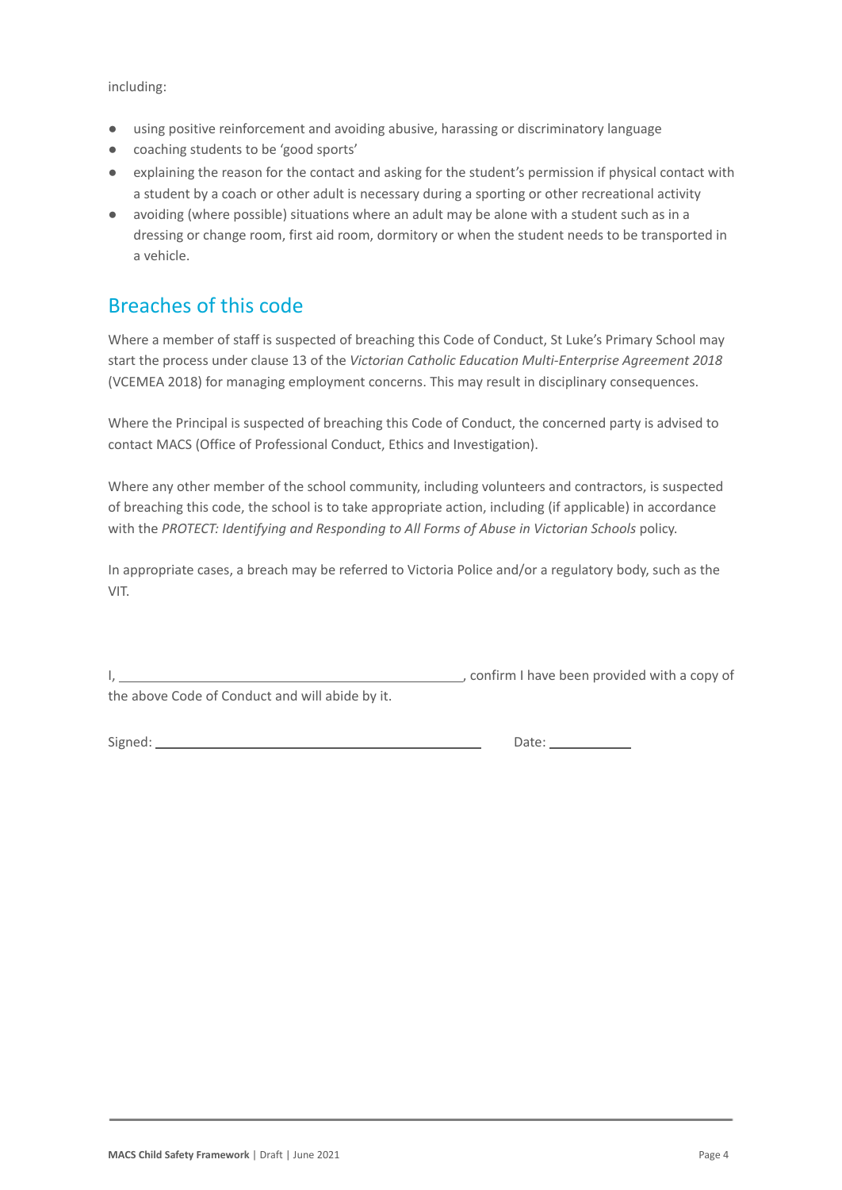including:

- using positive reinforcement and avoiding abusive, harassing or discriminatory language
- coaching students to be 'good sports'
- explaining the reason for the contact and asking for the student's permission if physical contact with a student by a coach or other adult is necessary during a sporting or other recreational activity
- avoiding (where possible) situations where an adult may be alone with a student such as in a dressing or change room, first aid room, dormitory or when the student needs to be transported in a vehicle.

## Breaches of this code

Where a member of staff is suspected of breaching this Code of Conduct, St Luke's Primary School may start the process under clause 13 of the *Victorian Catholic Education Multi-Enterprise Agreement 2018* (VCEMEA 2018) for managing employment concerns. This may result in disciplinary consequences.

Where the Principal is suspected of breaching this Code of Conduct, the concerned party is advised to contact MACS (Office of Professional Conduct, Ethics and Investigation).

Where any other member of the school community, including volunteers and contractors, is suspected of breaching this code, the school is to take appropriate action, including (if applicable) in accordance with the *PROTECT: Identifying and Responding to All Forms of Abuse in Victorian Schools* policy.

In appropriate cases, a breach may be referred to Victoria Police and/or a regulatory body, such as the VIT.

I, ______________________________, confirm I have been provided with a copy of the above Code of Conduct and will abide by it.

Signed: ______________________________ Date: __________